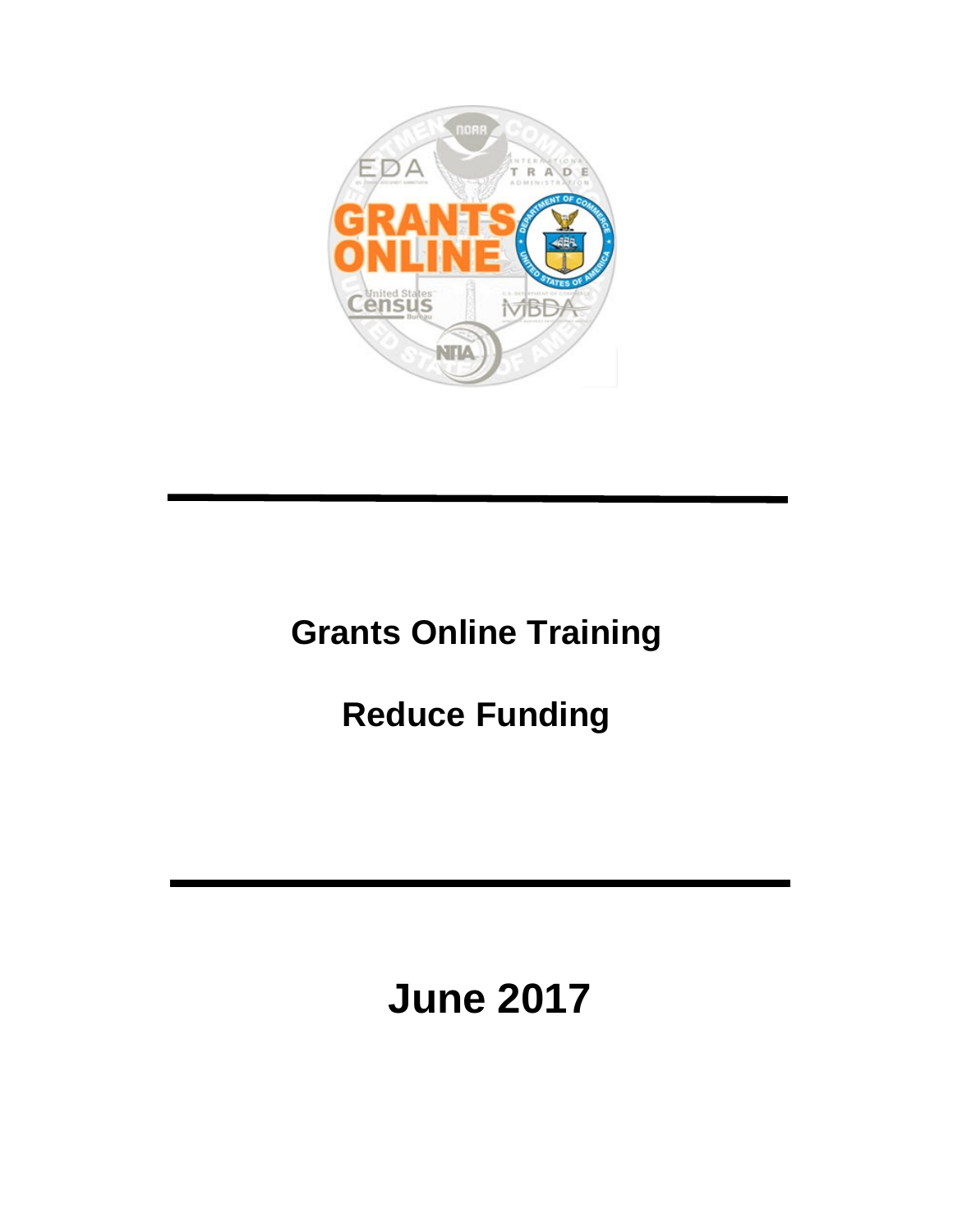# Grants Online Training

## Reduce Funding

**June 2017**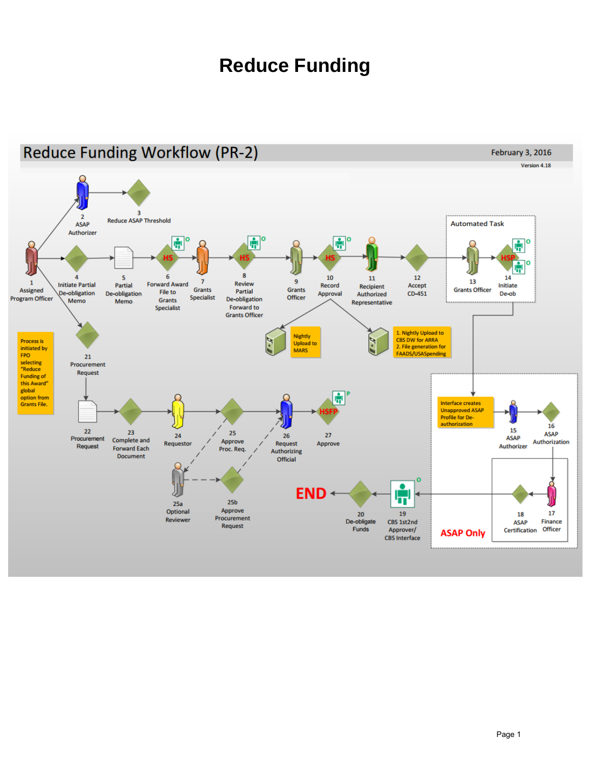# Reduce Funding

## Reduce Funding Workflow (PR-2)

February 3, 2016

Version 4.18

1 Assigned Program Officer

2 ASAP Authorizer

3 Reduce ASAP Threshold

4 Initiate Partial De-obligation Memo

5 Partial De-obligation Memo

6 Forward Award File to Grants Specialist

7 Grants Specialist

8 Review Partial De-obligation Forward to Grants Officer

9 Grants Officer

10 Record Approval

11 Recipient Authorized Representative

12 Accept CD-451

Automated Task

13 Grants Officer

14 Initiate De-ob

Nightly Upload to MARS

1. Nightly Upload to CBS DW for ARRA
2. File generation for FAADS/USASpending

Process is initiated by FPO selecting "Reduce Funding of this Award" global option from Grants File.

21 Procurement Request

22 Procurement Request

23 Complete and Forward Each Document

24 Requestor

25 Approve Proc. Req.

25a Optional Reviewer

25b Approve Procurement Request

26 Request Authorizing Official

27 Approve

Interface creates Unapproved ASAP Profile for De-authorization

15 ASAP Authorizer

16 ASAP Authorization

17 Finance Officer

18 ASAP Certification

ASAP Only

19 CBS 1st2nd Approver/ CBS Interface

20 De-obligate Funds

END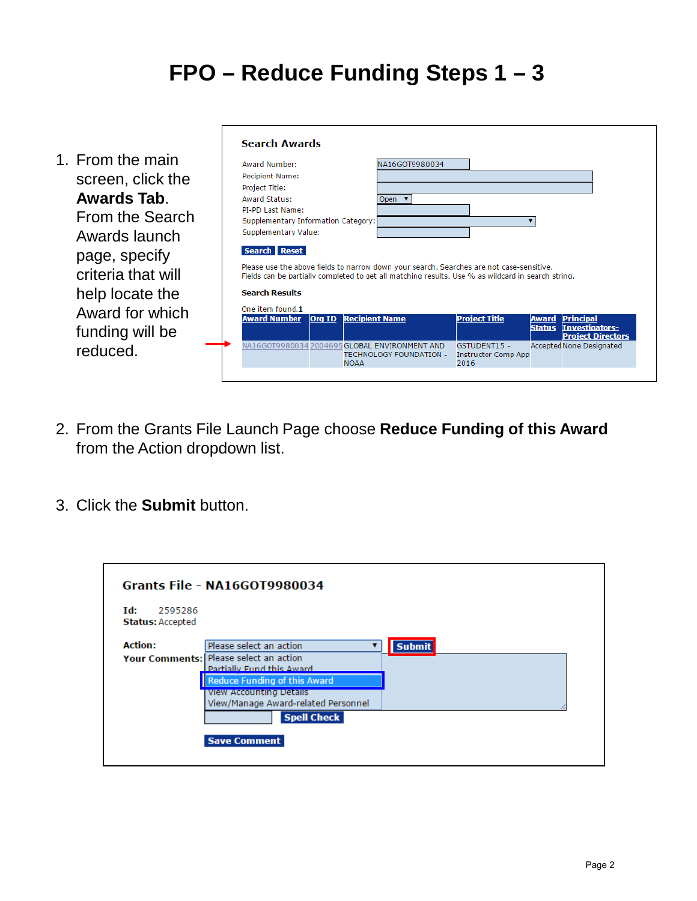# FPO – Reduce Funding Steps 1 – 3

1. From the main screen, click the **Awards Tab**. From the Search Awards launch page, specify criteria that will help locate the Award for which funding will be reduced.

**Search Awards**

Award Number: NA16GOT9980034
Recipient Name:
Project Title:
Award Status: Open
PI-PD Last Name:
Supplementary Information Category:
Supplementary Value:

Search Reset

Please use the above fields to narrow down your search. Searches are not case-sensitive.
Fields can be partially completed to get all matching results. Use % as wildcard in search string.

**Search Results**

One item found.1

| Award Number | Org ID | Recipient Name | Project Title | Award Status | Principal Investigators-Project Directors |
|---|---|---|---|---|---|
| NA16GOT9980034 | 2004695 | GLOBAL ENVIRONMENT AND TECHNOLOGY FOUNDATION - NOAA | GSTUDENT15 - Instructor Comp App 2016 | Accepted | None Designated |

2. From the Grants File Launch Page choose **Reduce Funding of this Award** from the Action dropdown list.

3. Click the **Submit** button.

**Grants File - NA16GOT9980034**

**Id:** 2595286
**Status:** Accepted

**Action:** Please select an action — Submit
- Please select an action
- Partially Fund this Award
- Reduce Funding of this Award
- View Accounting Details
- View/Manage Award-related Personnel

**Your Comments:**

Spell Check

Save Comment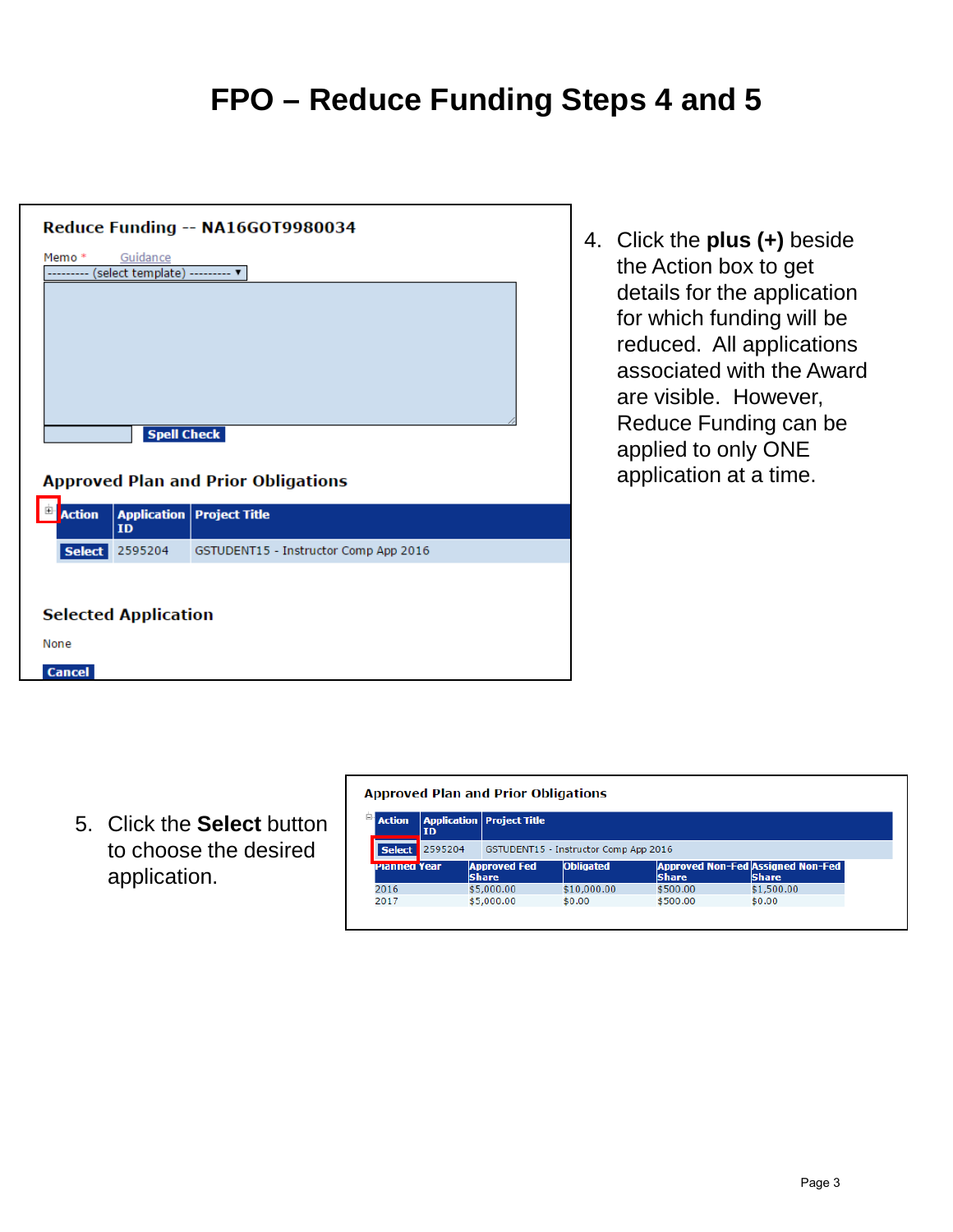# FPO – Reduce Funding Steps 4 and 5

**Reduce Funding -- NA16GOT9980034**

Memo * Guidance

--------- (select template) ---------

Spell Check

**Approved Plan and Prior Obligations**

| Action | Application ID | Project Title |
|---|---|---|
| Select | 2595204 | GSTUDENT15 - Instructor Comp App 2016 |

**Selected Application**

None

Cancel

4. Click the **plus (+)** beside the Action box to get details for the application for which funding will be reduced. All applications associated with the Award are visible. However, Reduce Funding can be applied to only ONE application at a time.

5. Click the **Select** button to choose the desired application.

**Approved Plan and Prior Obligations**

| Action | Application ID | Project Title |
|---|---|---|
| Select | 2595204 | GSTUDENT15 - Instructor Comp App 2016 |

| Planned Year | Approved Fed Share | Obligated | Approved Non-Fed Share | Assigned Non-Fed Share |
|---|---|---|---|---|
| 2016 | $5,000.00 | $10,000.00 | $500.00 | $1,500.00 |
| 2017 | $5,000.00 | $0.00 | $500.00 | $0.00 |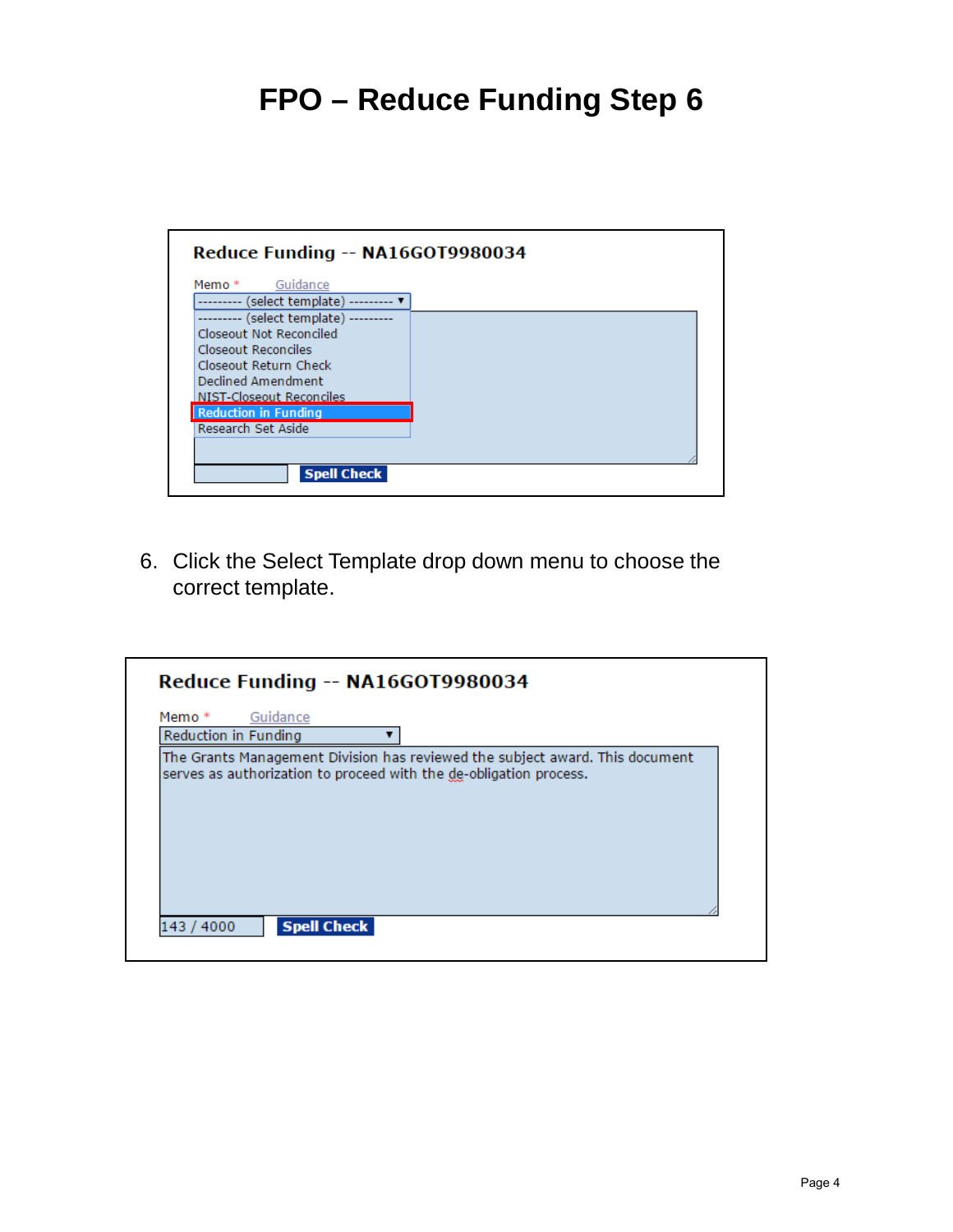# FPO – Reduce Funding Step 6

**Reduce Funding -- NA16GOT9980034**

Memo * Guidance

--------- (select template) ---------

--------- (select template) ---------
Closeout Not Reconciled
Closeout Reconciles
Closeout Return Check
Declined Amendment
NIST-Closeout Reconciles
Reduction in Funding
Research Set Aside

Spell Check

6. Click the Select Template drop down menu to choose the correct template.

**Reduce Funding -- NA16GOT9980034**

Memo * Guidance

Reduction in Funding

The Grants Management Division has reviewed the subject award. This document serves as authorization to proceed with the de-obligation process.

143 / 4000 Spell Check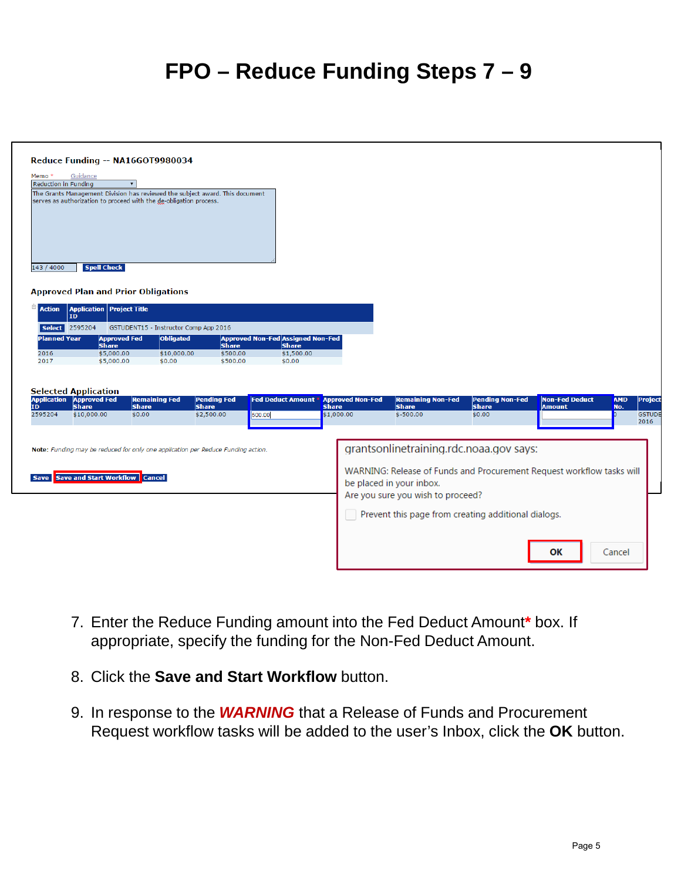# FPO – Reduce Funding Steps 7 – 9

**Reduce Funding -- NA16GOT9980034**

Memo * Guidance

Reduction in Funding

The Grants Management Division has reviewed the subject award. This document serves as authorization to proceed with the de-obligation process.

143 / 4000 Spell Check

**Approved Plan and Prior Obligations**

| Action | Application ID | Project Title |
|---|---|---|
| Select | 2595204 | GSTUDENT15 - Instructor Comp App 2016 |

| Planned Year | Approved Fed Share | Obligated | Approved Non-Fed Share | Assigned Non-Fed Share |
|---|---|---|---|---|
| 2016 | $5,000.00 | $10,000.00 | $500.00 | $1,500.00 |
| 2017 | $5,000.00 | $0.00 | $500.00 | $0.00 |

**Selected Application**

| Application ID | Approved Fed Share | Remaining Fed Share | Pending Fed Share | Fed Deduct Amount * | Approved Non-Fed Share | Remaining Non-Fed Share | Pending Non-Fed Share | Non-Fed Deduct Amount | AMD No. | Project |
|---|---|---|---|---|---|---|---|---|---|---|
| 2595204 | $10,000.00 | $0.00 | $2,500.00 | 500.00 | $1,000.00 | $-500.00 | $0.00 | | 0 | GSTUDE 2016 |

**Note:** *Funding may be reduced for only one application per Reduce Funding action.*

Save | Save and Start Workflow | Cancel

grantsonlinetraining.rdc.noaa.gov says:

WARNING: Release of Funds and Procurement Request workflow tasks will be placed in your inbox.
Are you sure you wish to proceed?

Prevent this page from creating additional dialogs.

OK | Cancel

7. Enter the Reduce Funding amount into the Fed Deduct Amount* box. If appropriate, specify the funding for the Non-Fed Deduct Amount.
8. Click the **Save and Start Workflow** button.
9. In response to the ***WARNING*** that a Release of Funds and Procurement Request workflow tasks will be added to the user's Inbox, click the **OK** button.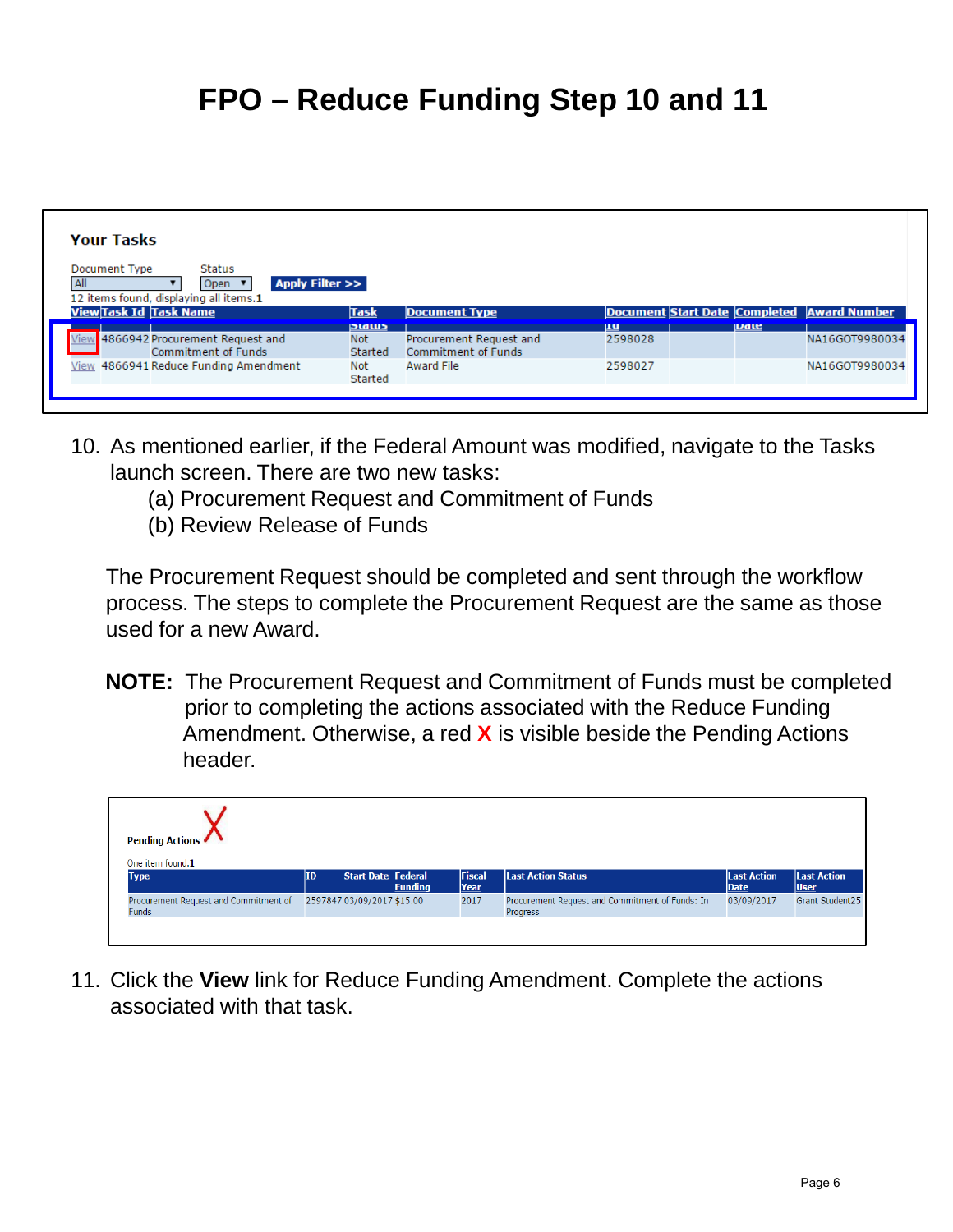# FPO – Reduce Funding Step 10 and 11

**Your Tasks**

Document Type: All | Status: Open | Apply Filter >>

12 items found, displaying all items.1

| View | Task Id | Task Name | Task Status | Document Type | Document Id | Start Date | Completed Date | Award Number |
|---|---|---|---|---|---|---|---|---|
| View | 4866942 | Procurement Request and Commitment of Funds | Not Started | Procurement Request and Commitment of Funds | 2598028 | | | NA16GOT9980034 |
| View | 4866941 | Reduce Funding Amendment | Not Started | Award File | 2598027 | | | NA16GOT9980034 |

10. As mentioned earlier, if the Federal Amount was modified, navigate to the Tasks launch screen. There are two new tasks:
    (a) Procurement Request and Commitment of Funds
    (b) Review Release of Funds

    The Procurement Request should be completed and sent through the workflow process. The steps to complete the Procurement Request are the same as those used for a new Award.

    **NOTE:** The Procurement Request and Commitment of Funds must be completed prior to completing the actions associated with the Reduce Funding Amendment. Otherwise, a red **X** is visible beside the Pending Actions header.

**Pending Actions** X

One item found.1

| Type | ID | Start Date | Federal Funding | Fiscal Year | Last Action Status | Last Action Date | Last Action User |
|---|---|---|---|---|---|---|---|
| Procurement Request and Commitment of Funds | 2597847 | 03/09/2017 | $15.00 | 2017 | Procurement Request and Commitment of Funds: In Progress | 03/09/2017 | Grant Student25 |

11. Click the **View** link for Reduce Funding Amendment. Complete the actions associated with that task.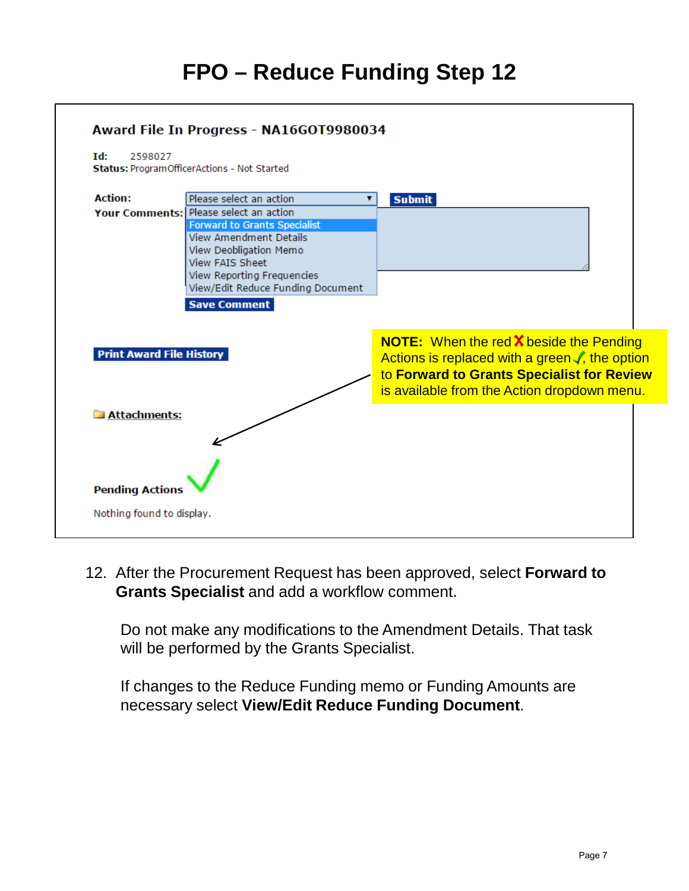# FPO – Reduce Funding Step 12

**Award File In Progress - NA16GOT9980034**

**Id:** 2598027
**Status:** ProgramOfficerActions - Not Started

**Action:** Please select an action ▾ **Submit**
**Your Comments:**

- Please select an action
- Forward to Grants Specialist
- View Amendment Details
- View Deobligation Memo
- View FAIS Sheet
- View Reporting Frequencies
- View/Edit Reduce Funding Document

**Save Comment**

**Print Award File History**

**Attachments:**

**Pending Actions** ✓

Nothing found to display.

**NOTE:** When the red ✗ beside the Pending Actions is replaced with a green ✓, the option to **Forward to Grants Specialist for Review** is available from the Action dropdown menu.

12. After the Procurement Request has been approved, select **Forward to Grants Specialist** and add a workflow comment.

    Do not make any modifications to the Amendment Details. That task will be performed by the Grants Specialist.

    If changes to the Reduce Funding memo or Funding Amounts are necessary select **View/Edit Reduce Funding Document**.